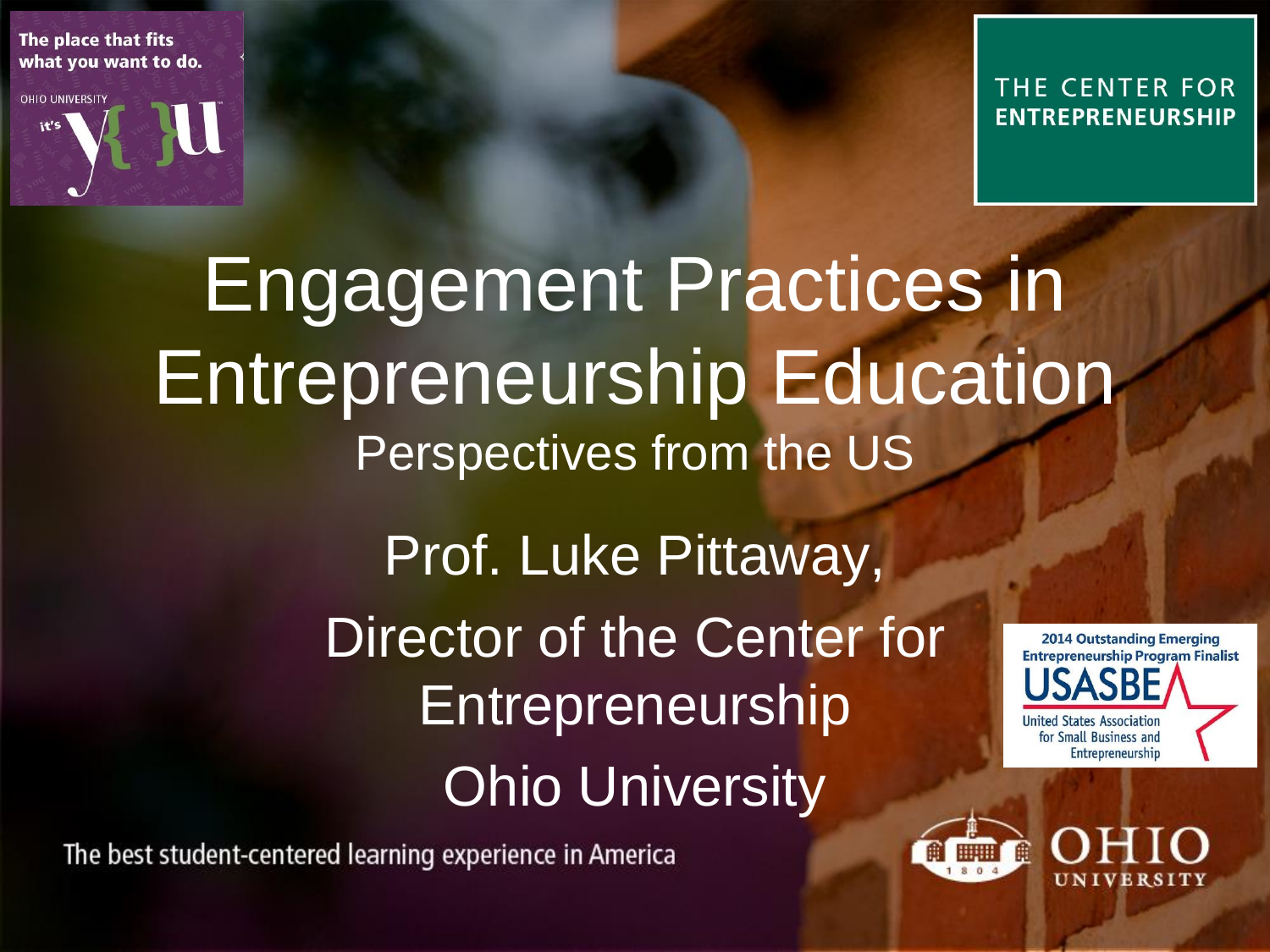The place that fits what you want to do.

OHIO UNIVERSITY it's y{ }u

THE CENTER FOR **ENTREPRENEURSHIP**

# Engagement Practices in Entrepreneurship Education

## Perspectives from the US

Prof. Luke Pittaway,

Director of the Center for Entrepreneurship

Ohio University

2014 Outstanding Emerging Entrepreneurship Program Finalist

USASBE

United States Association for Small Business and Entrepreneurship

The best student-centered learning experience in America

OHIO UNIVERSITY

1804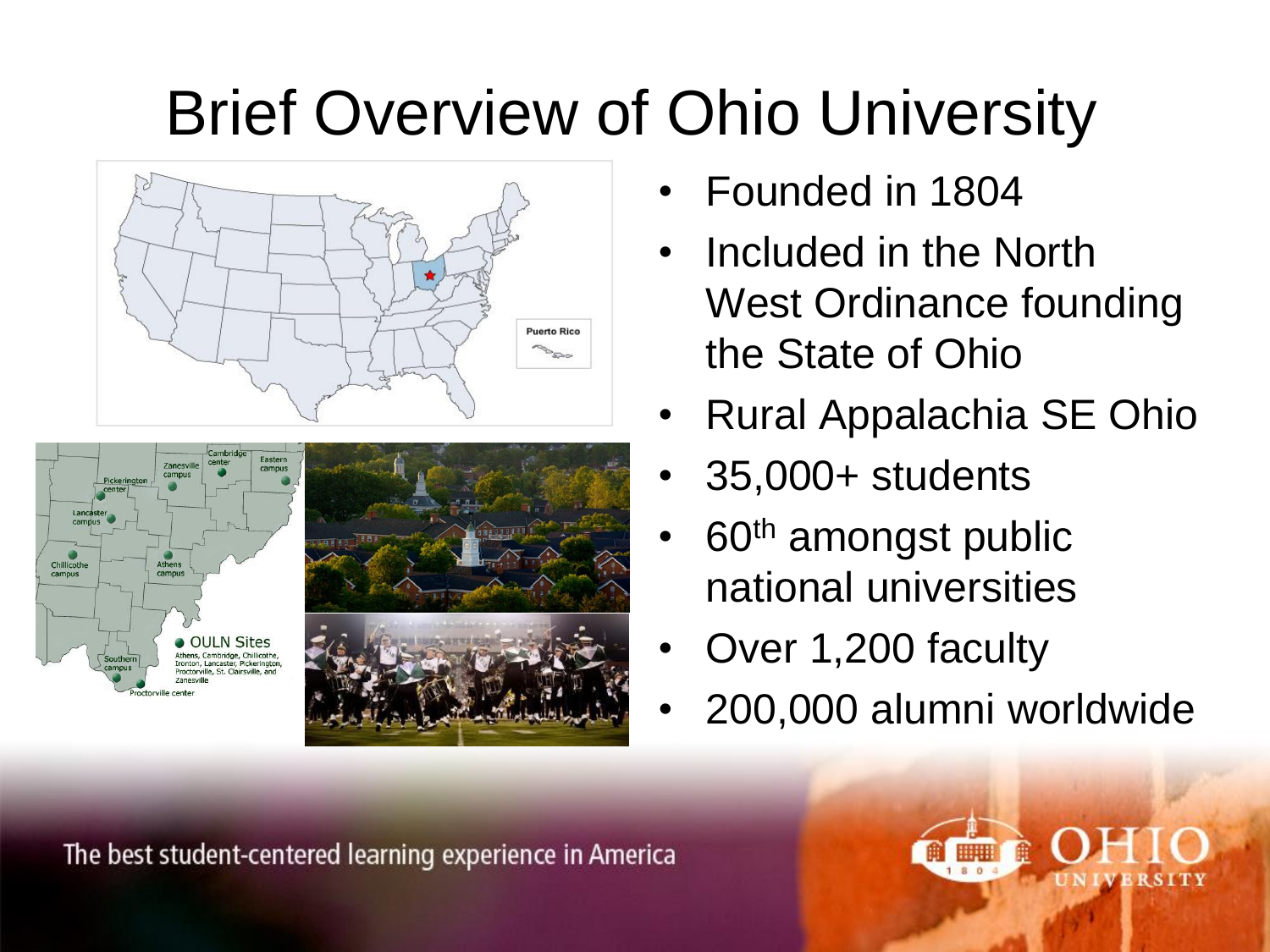# Brief Overview of Ohio University

- Founded in 1804
- Included in the North West Ordinance founding the State of Ohio
- Rural Appalachia SE Ohio
- 35,000+ students
- 60th amongst public national universities
- Over 1,200 faculty
- 200,000 alumni worldwide

The best student-centered learning experience in America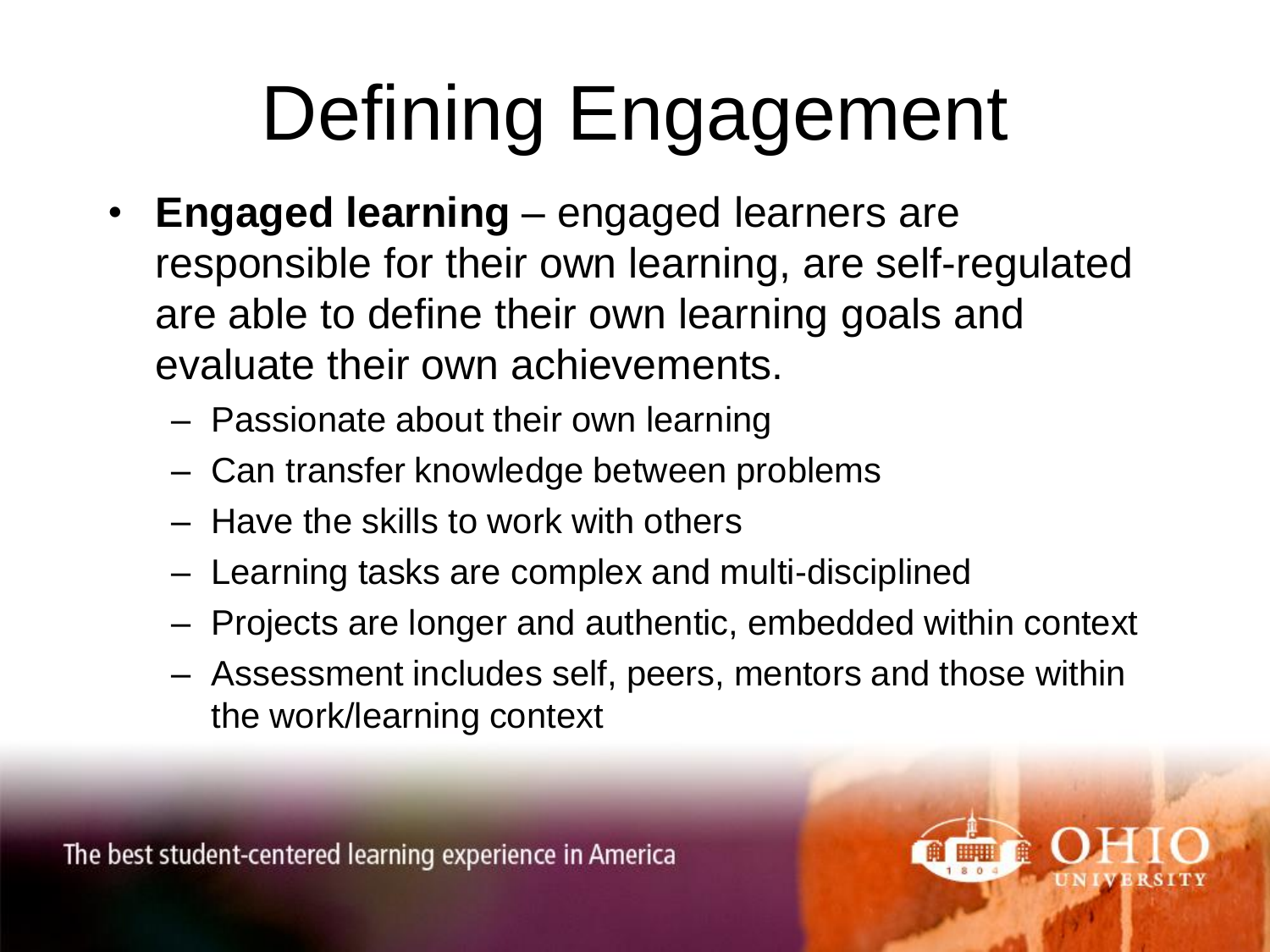# Defining Engagement

- **Engaged learning** – engaged learners are responsible for their own learning, are self-regulated are able to define their own learning goals and evaluate their own achievements.
  - Passionate about their own learning
  - Can transfer knowledge between problems
  - Have the skills to work with others
  - Learning tasks are complex and multi-disciplined
  - Projects are longer and authentic, embedded within context
  - Assessment includes self, peers, mentors and those within the work/learning context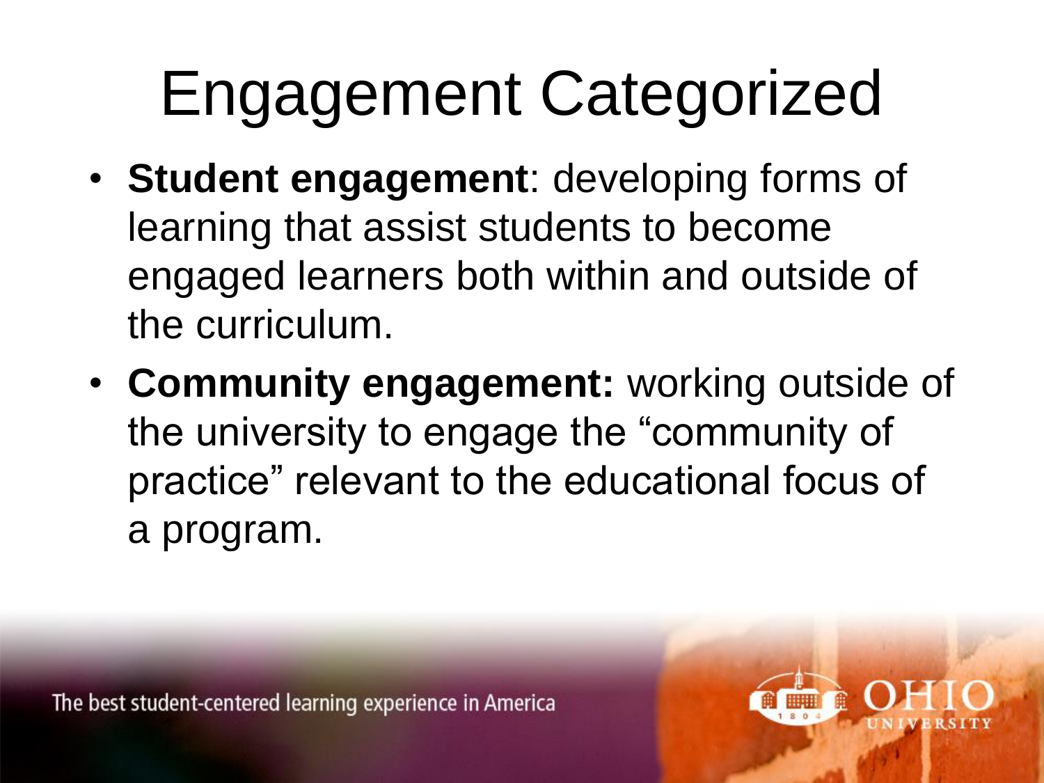# Engagement Categorized

- **Student engagement**: developing forms of learning that assist students to become engaged learners both within and outside of the curriculum.
- **Community engagement:** working outside of the university to engage the "community of practice" relevant to the educational focus of a program.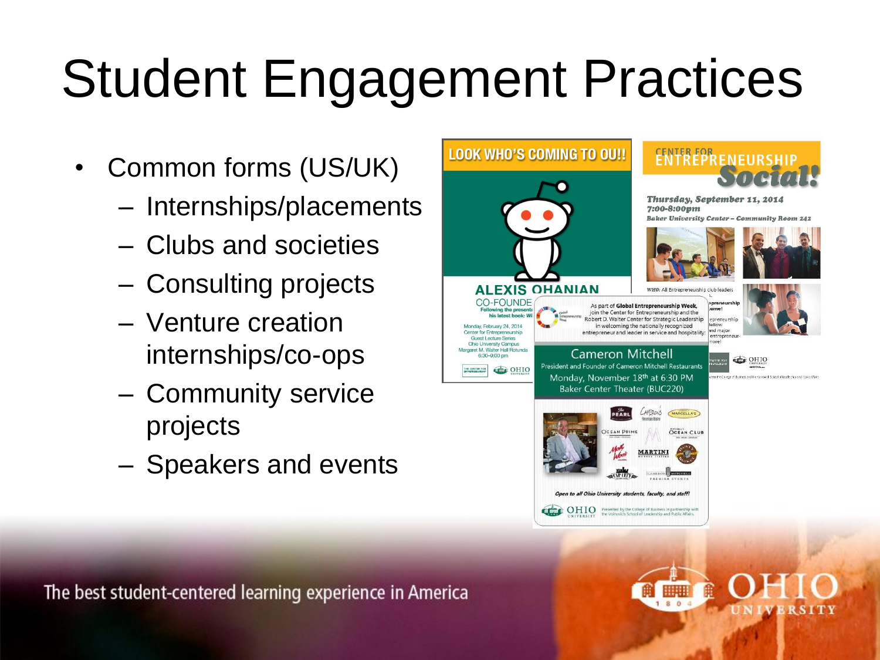# Student Engagement Practices

- Common forms (US/UK)
  - Internships/placements
  - Clubs and societies
  - Consulting projects
  - Venture creation internships/co-ops
  - Community service projects
  - Speakers and events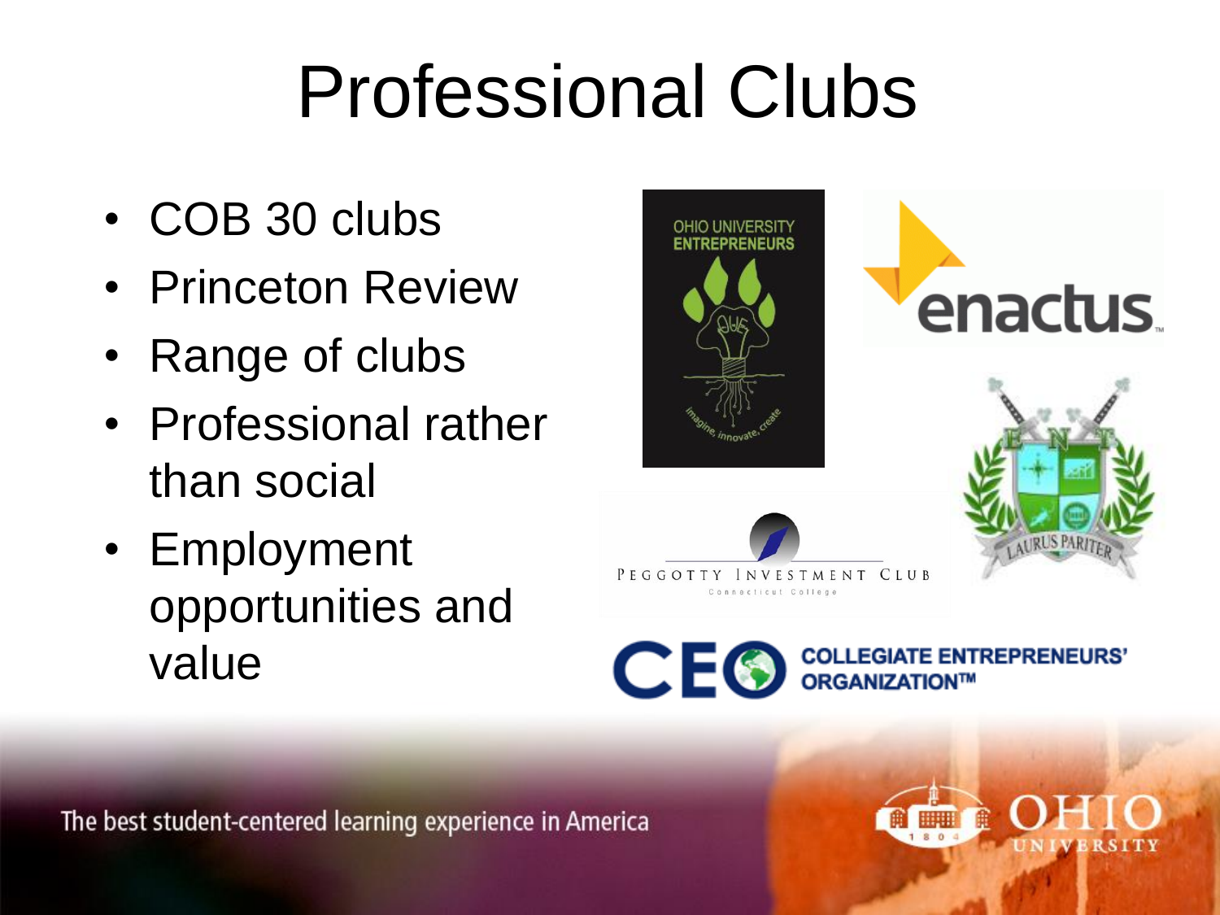# Professional Clubs

- COB 30 clubs
- Princeton Review
- Range of clubs
- Professional rather than social
- Employment opportunities and value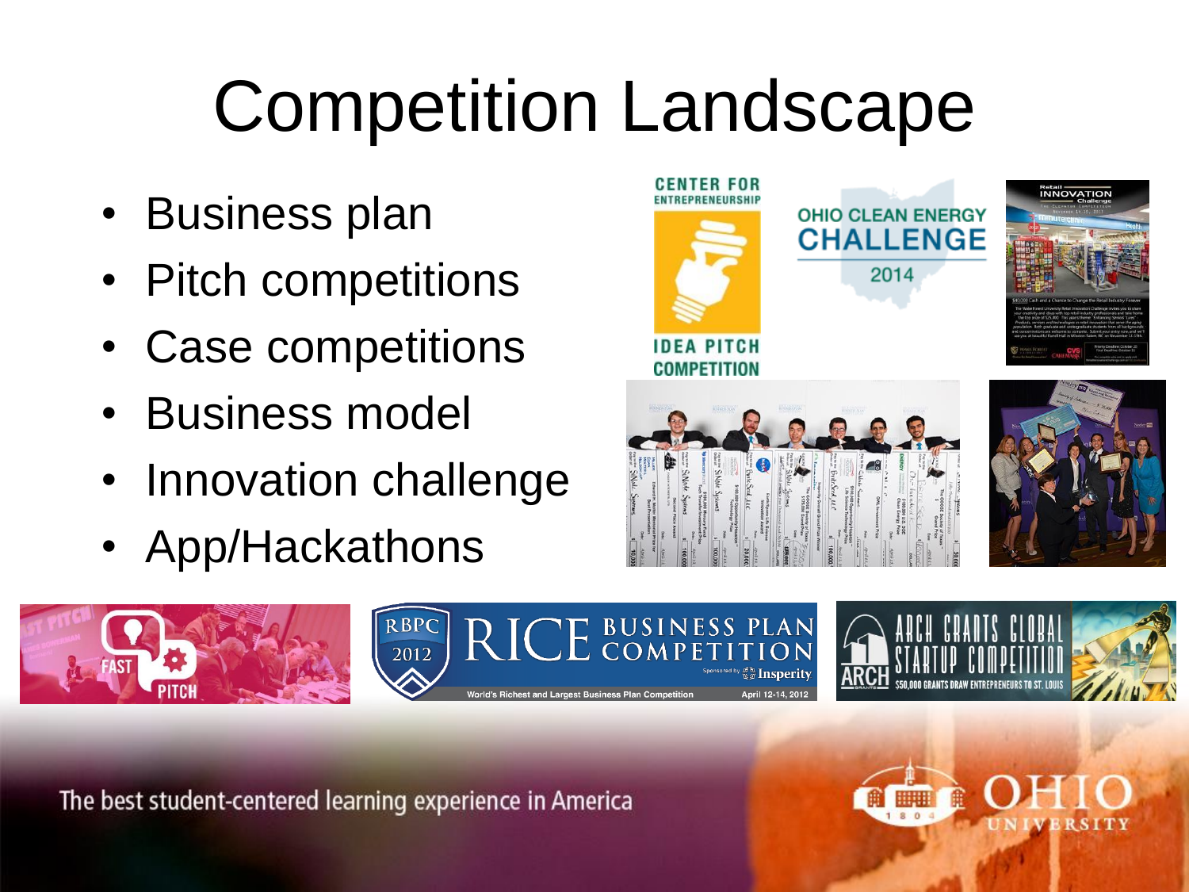# Competition Landscape

- Business plan
- Pitch competitions
- Case competitions
- Business model
- Innovation challenge
- App/Hackathons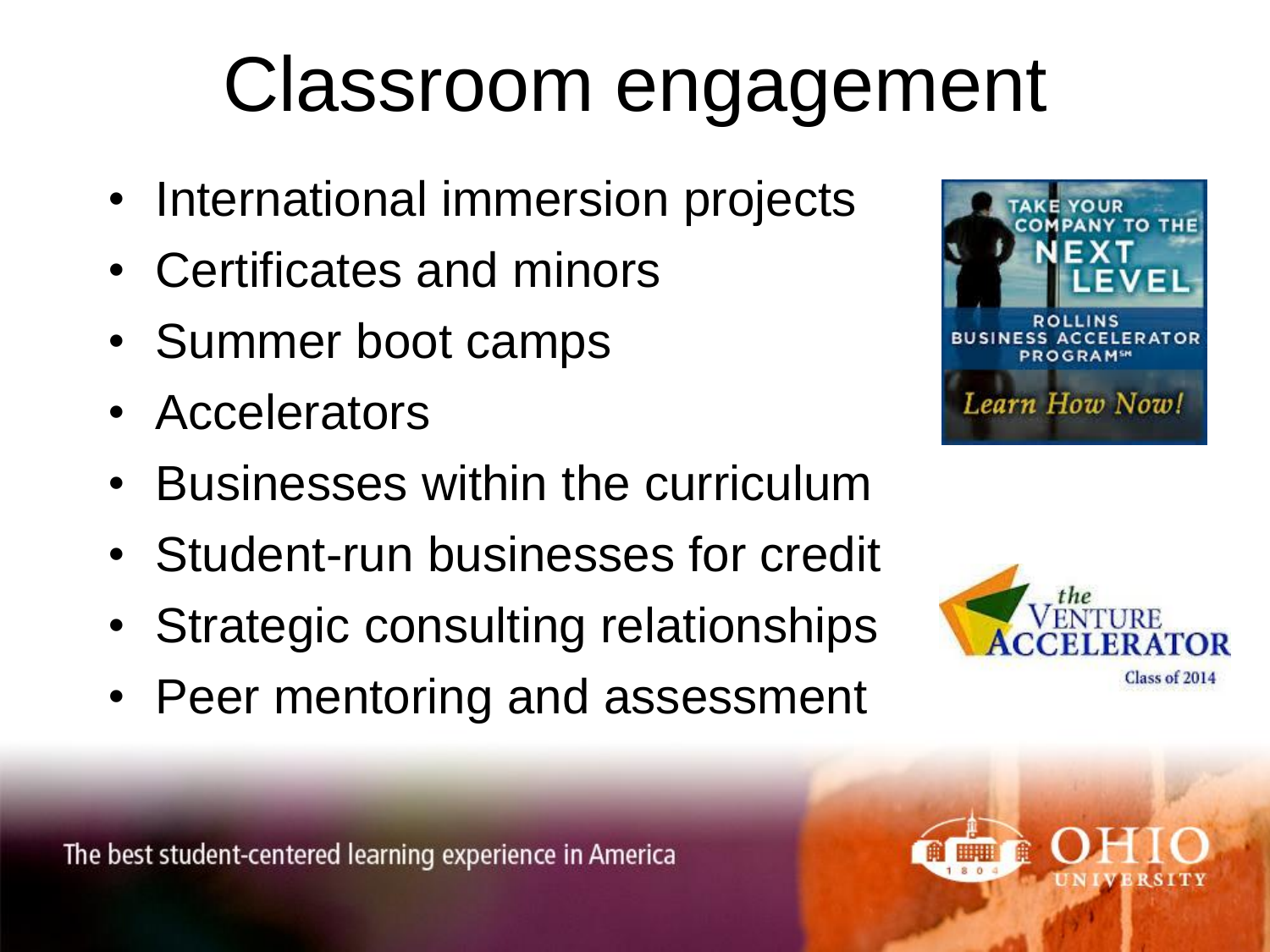# Classroom engagement

- International immersion projects
- Certificates and minors
- Summer boot camps
- Accelerators
- Businesses within the curriculum
- Student-run businesses for credit
- Strategic consulting relationships
- Peer mentoring and assessment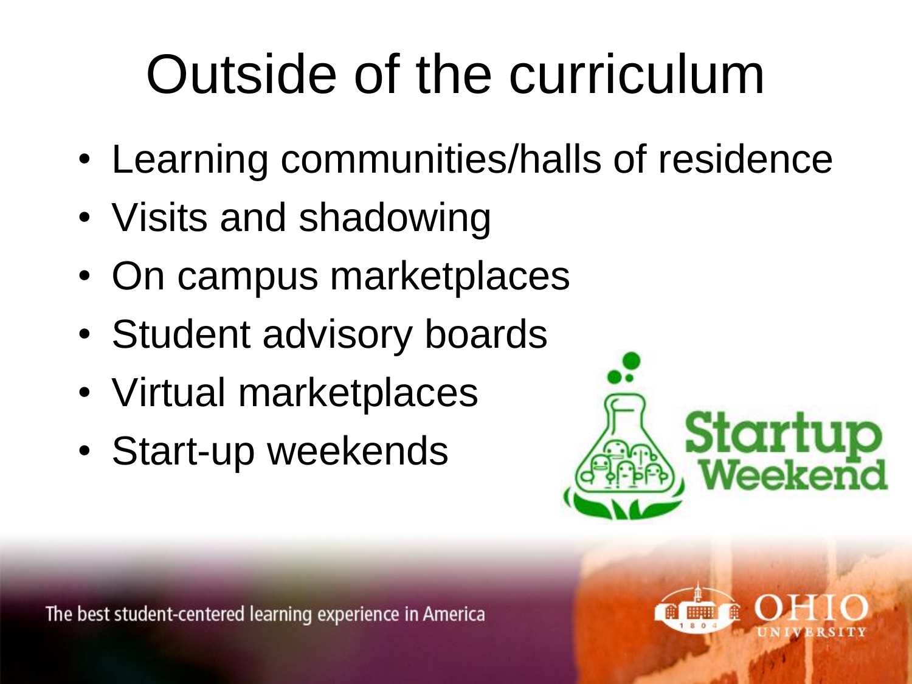# Outside of the curriculum

- Learning communities/halls of residence
- Visits and shadowing
- On campus marketplaces
- Student advisory boards
- Virtual marketplaces
- Start-up weekends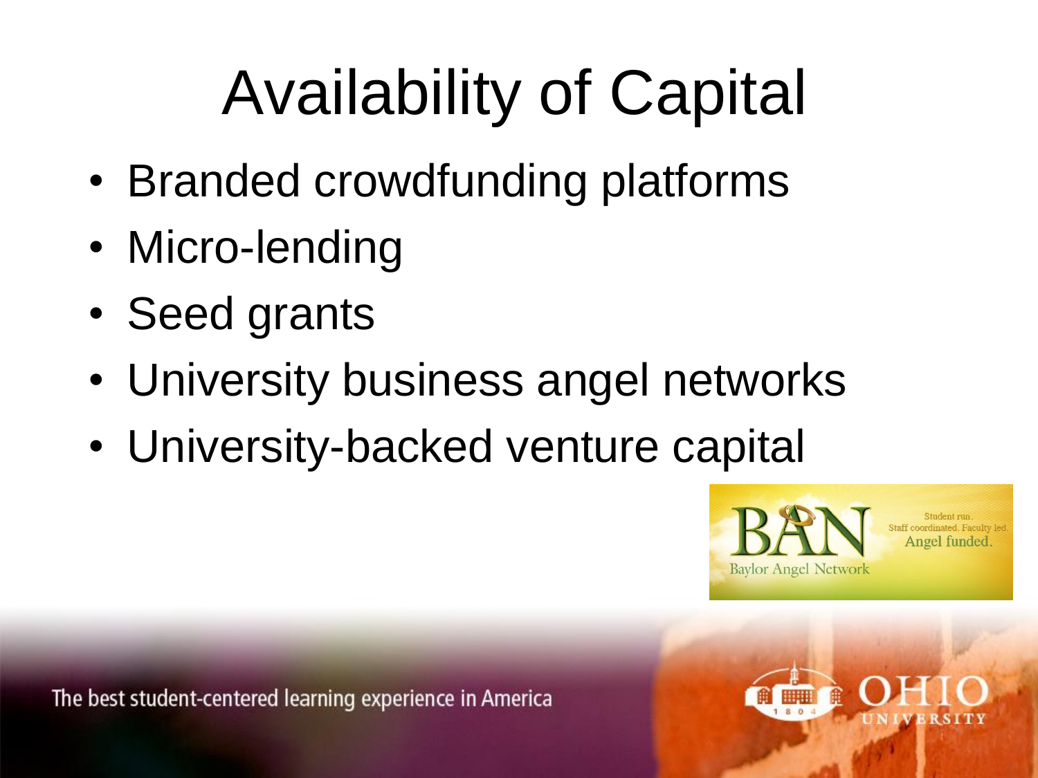# Availability of Capital

- Branded crowdfunding platforms
- Micro-lending
- Seed grants
- University business angel networks
- University-backed venture capital

BAN
Baylor Angel Network

Student run.
Staff coordinated. Faculty led.
Angel funded.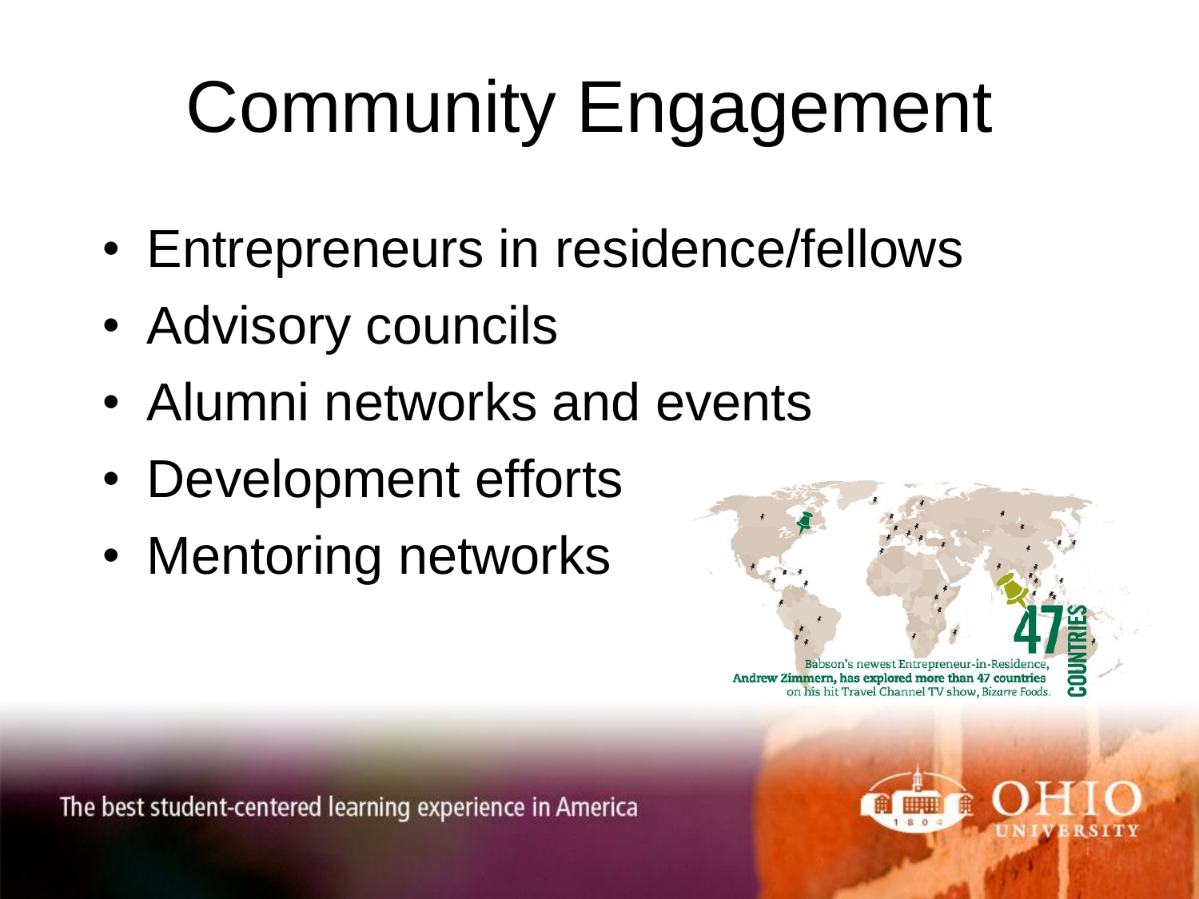# Community Engagement

- Entrepreneurs in residence/fellows
- Advisory councils
- Alumni networks and events
- Development efforts
- Mentoring networks

47 COUNTRIES

Babson's newest Entrepreneur-in-Residence, **Andrew Zimmern, has explored more than 47 countries** on his hit Travel Channel TV show, *Bizarre Foods*.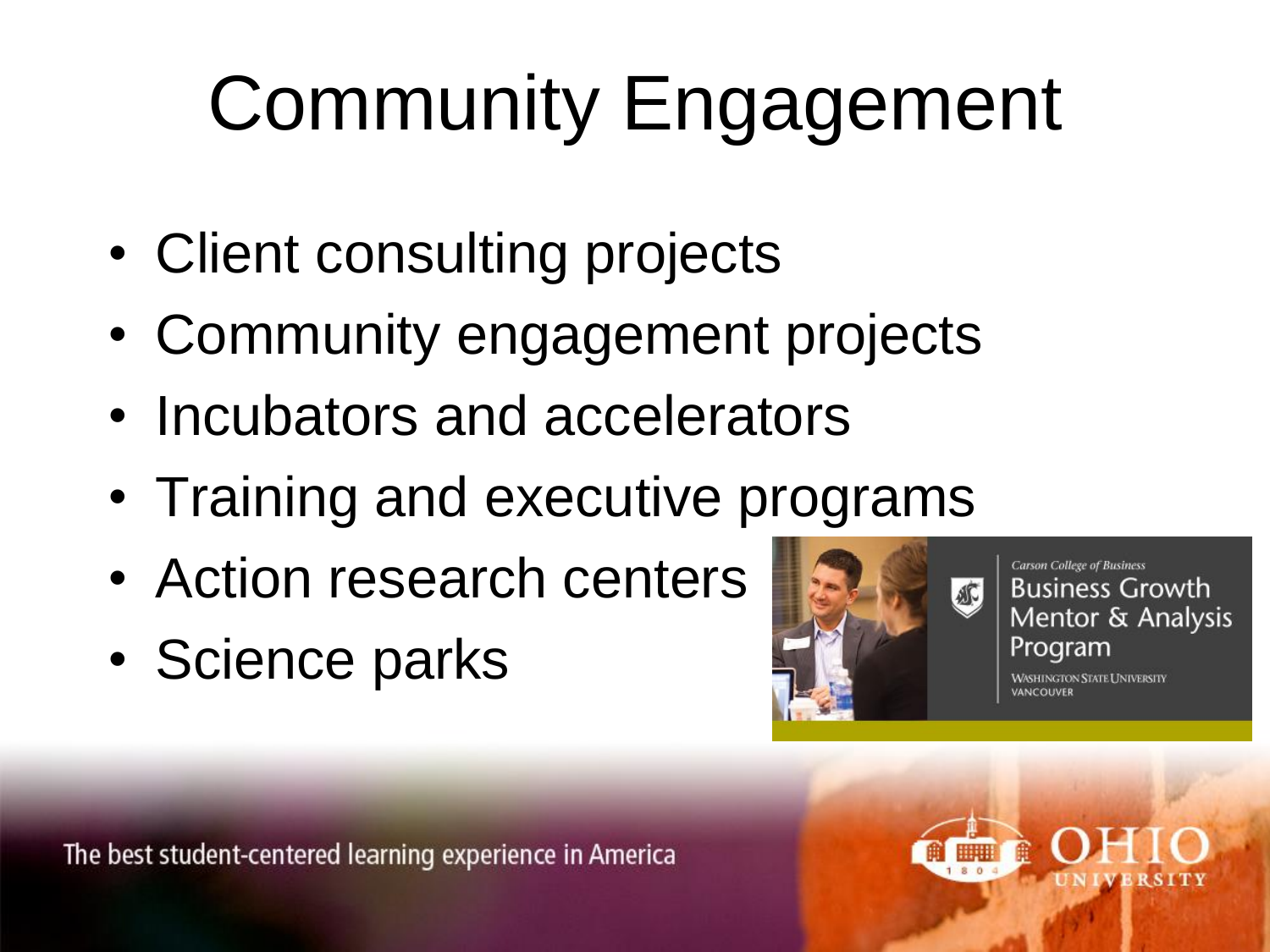# Community Engagement

- Client consulting projects
- Community engagement projects
- Incubators and accelerators
- Training and executive programs
- Action research centers
- Science parks

*Carson College of Business*
Business Growth Mentor & Analysis Program
Washington State University Vancouver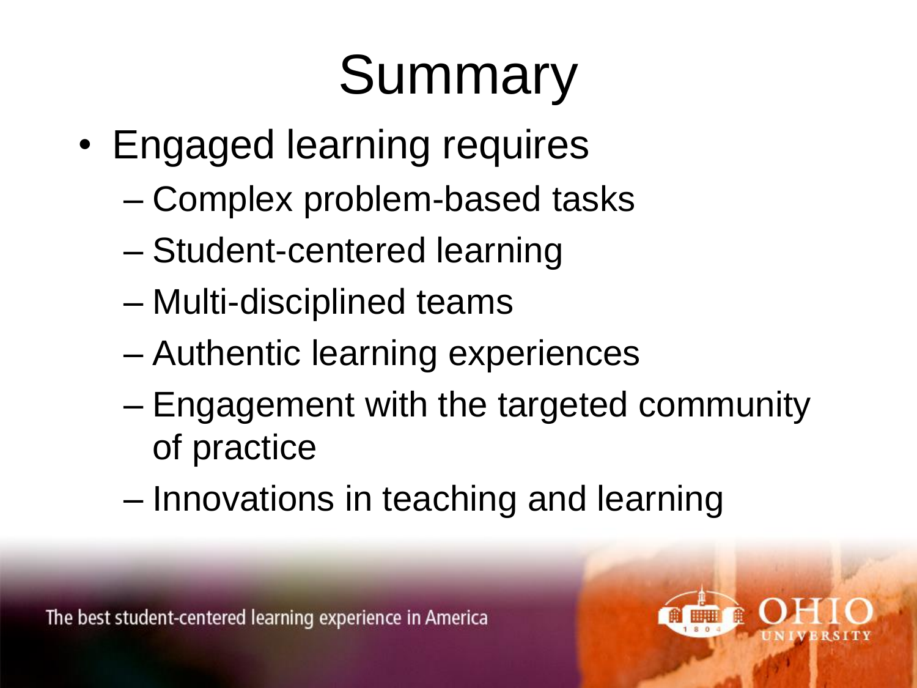# Summary

- Engaged learning requires
  - Complex problem-based tasks
  - Student-centered learning
  - Multi-disciplined teams
  - Authentic learning experiences
  - Engagement with the targeted community of practice
  - Innovations in teaching and learning